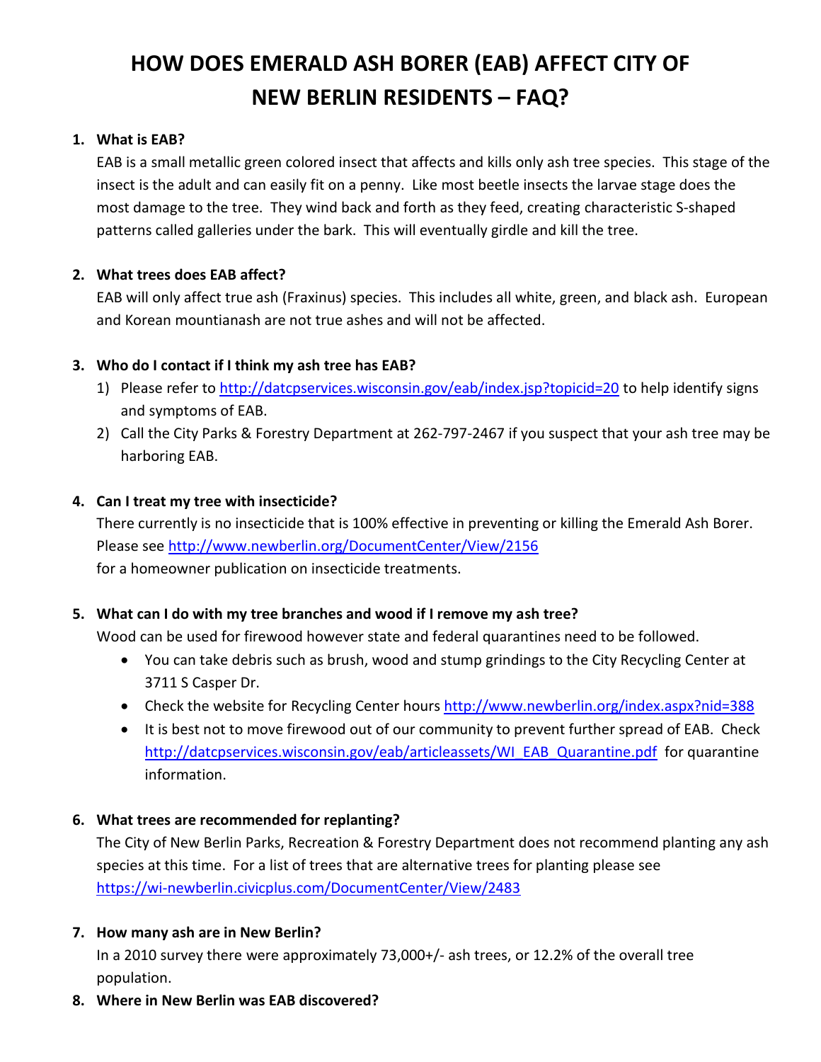# HOW DOES EMERALD ASH BORER (EAB) AFFECT CITY OF NEW BERLIN RESIDENTS – FAQ?

1. **What is EAB?**
   EAB is a small metallic green colored insect that affects and kills only ash tree species. This stage of the insect is the adult and can easily fit on a penny. Like most beetle insects the larvae stage does the most damage to the tree. They wind back and forth as they feed, creating characteristic S-shaped patterns called galleries under the bark. This will eventually girdle and kill the tree.

2. **What trees does EAB affect?**
   EAB will only affect true ash (Fraxinus) species. This includes all white, green, and black ash. European and Korean mountianash are not true ashes and will not be affected.

3. **Who do I contact if I think my ash tree has EAB?**
   1) Please refer to http://datcpservices.wisconsin.gov/eab/index.jsp?topicid=20 to help identify signs and symptoms of EAB.
   2) Call the City Parks & Forestry Department at 262-797-2467 if you suspect that your ash tree may be harboring EAB.

4. **Can I treat my tree with insecticide?**
   There currently is no insecticide that is 100% effective in preventing or killing the Emerald Ash Borer. Please see http://www.newberlin.org/DocumentCenter/View/2156 for a homeowner publication on insecticide treatments.

5. **What can I do with my tree branches and wood if I remove my ash tree?**
   Wood can be used for firewood however state and federal quarantines need to be followed.
   - You can take debris such as brush, wood and stump grindings to the City Recycling Center at 3711 S Casper Dr.
   - Check the website for Recycling Center hours http://www.newberlin.org/index.aspx?nid=388
   - It is best not to move firewood out of our community to prevent further spread of EAB. Check http://datcpservices.wisconsin.gov/eab/articleassets/WI_EAB_Quarantine.pdf for quarantine information.

6. **What trees are recommended for replanting?**
   The City of New Berlin Parks, Recreation & Forestry Department does not recommend planting any ash species at this time. For a list of trees that are alternative trees for planting please see https://wi-newberlin.civicplus.com/DocumentCenter/View/2483

7. **How many ash are in New Berlin?**
   In a 2010 survey there were approximately 73,000+/- ash trees, or 12.2% of the overall tree population.

8. **Where in New Berlin was EAB discovered?**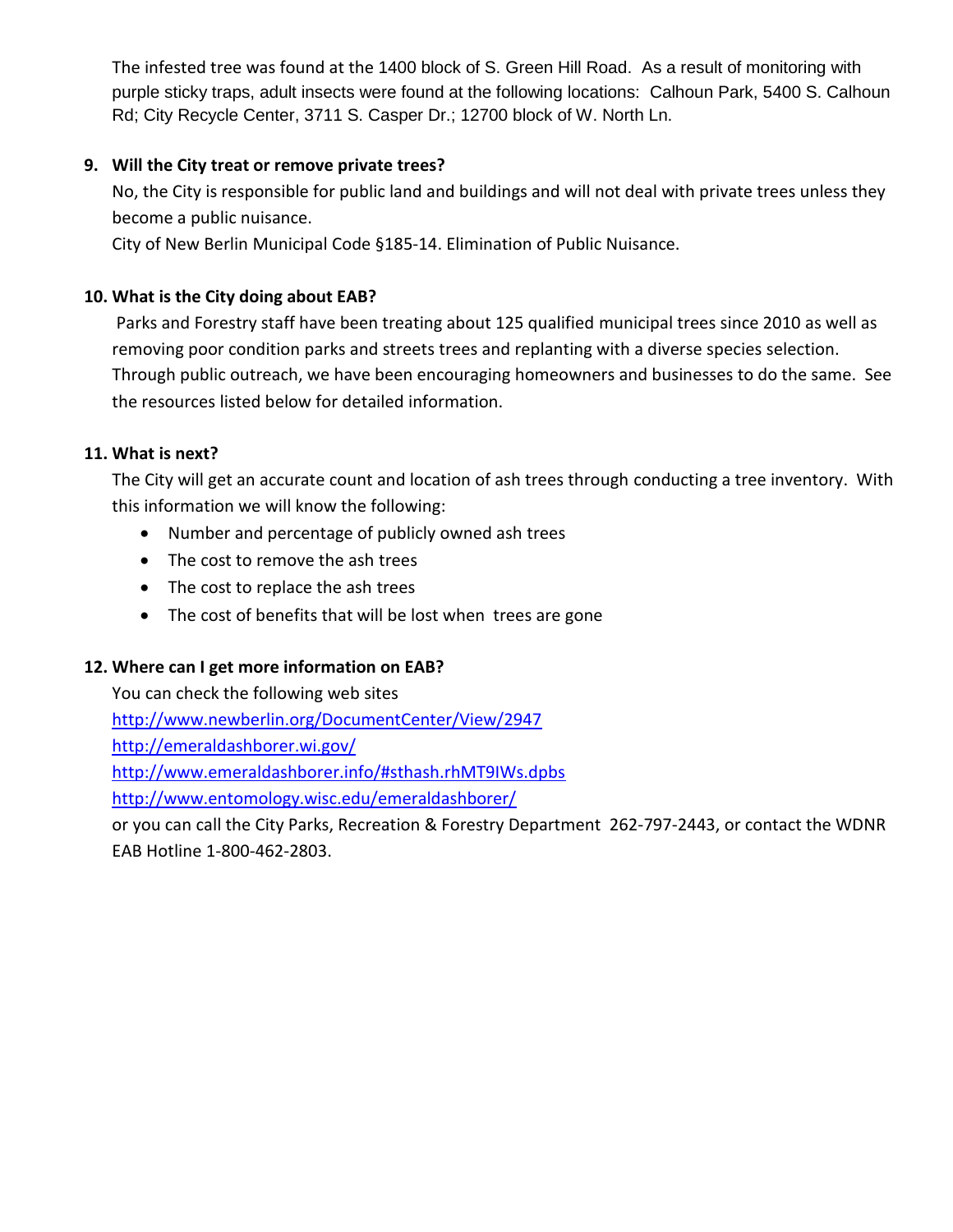The infested tree was found at the 1400 block of S. Green Hill Road. As a result of monitoring with purple sticky traps, adult insects were found at the following locations: Calhoun Park, 5400 S. Calhoun Rd; City Recycle Center, 3711 S. Casper Dr.; 12700 block of W. North Ln.

**9. Will the City treat or remove private trees?**

No, the City is responsible for public land and buildings and will not deal with private trees unless they become a public nuisance.

City of New Berlin Municipal Code §185-14. Elimination of Public Nuisance.

**10. What is the City doing about EAB?**

Parks and Forestry staff have been treating about 125 qualified municipal trees since 2010 as well as removing poor condition parks and streets trees and replanting with a diverse species selection. Through public outreach, we have been encouraging homeowners and businesses to do the same. See the resources listed below for detailed information.

**11. What is next?**

The City will get an accurate count and location of ash trees through conducting a tree inventory. With this information we will know the following:

- Number and percentage of publicly owned ash trees
- The cost to remove the ash trees
- The cost to replace the ash trees
- The cost of benefits that will be lost when trees are gone

**12. Where can I get more information on EAB?**

You can check the following web sites

http://www.newberlin.org/DocumentCenter/View/2947

http://emeraldashborer.wi.gov/

http://www.emeraldashborer.info/#sthash.rhMT9IWs.dpbs

http://www.entomology.wisc.edu/emeraldashborer/

or you can call the City Parks, Recreation & Forestry Department 262-797-2443, or contact the WDNR EAB Hotline 1-800-462-2803.